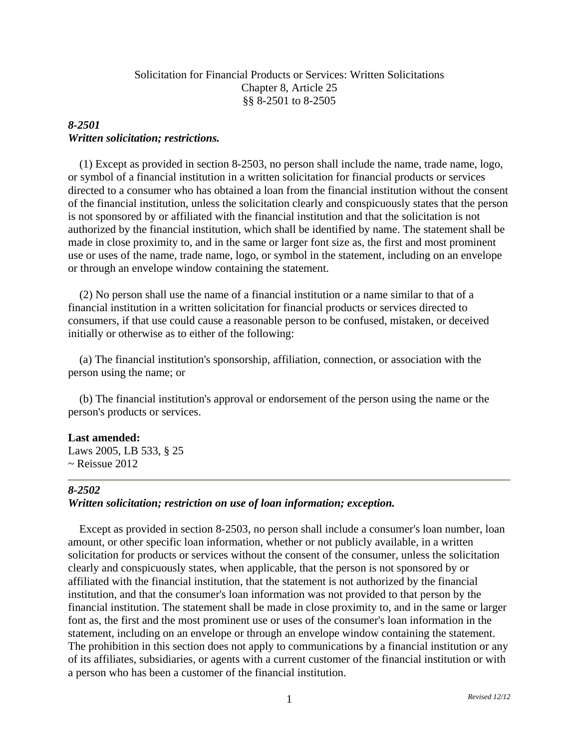Solicitation for Financial Products or Services: Written Solicitations
Chapter 8, Article 25
§§ 8-2501 to 8-2505

### *8-2501*
### *Written solicitation; restrictions.*

(1) Except as provided in section 8-2503, no person shall include the name, trade name, logo, or symbol of a financial institution in a written solicitation for financial products or services directed to a consumer who has obtained a loan from the financial institution without the consent of the financial institution, unless the solicitation clearly and conspicuously states that the person is not sponsored by or affiliated with the financial institution and that the solicitation is not authorized by the financial institution, which shall be identified by name. The statement shall be made in close proximity to, and in the same or larger font size as, the first and most prominent use or uses of the name, trade name, logo, or symbol in the statement, including on an envelope or through an envelope window containing the statement.

(2) No person shall use the name of a financial institution or a name similar to that of a financial institution in a written solicitation for financial products or services directed to consumers, if that use could cause a reasonable person to be confused, mistaken, or deceived initially or otherwise as to either of the following:

(a) The financial institution's sponsorship, affiliation, connection, or association with the person using the name; or

(b) The financial institution's approval or endorsement of the person using the name or the person's products or services.

**Last amended:**
Laws 2005, LB 533, § 25
~ Reissue 2012

---

### *8-2502*
### *Written solicitation; restriction on use of loan information; exception.*

Except as provided in section 8-2503, no person shall include a consumer's loan number, loan amount, or other specific loan information, whether or not publicly available, in a written solicitation for products or services without the consent of the consumer, unless the solicitation clearly and conspicuously states, when applicable, that the person is not sponsored by or affiliated with the financial institution, that the statement is not authorized by the financial institution, and that the consumer's loan information was not provided to that person by the financial institution. The statement shall be made in close proximity to, and in the same or larger font as, the first and the most prominent use or uses of the consumer's loan information in the statement, including on an envelope or through an envelope window containing the statement. The prohibition in this section does not apply to communications by a financial institution or any of its affiliates, subsidiaries, or agents with a current customer of the financial institution or with a person who has been a customer of the financial institution.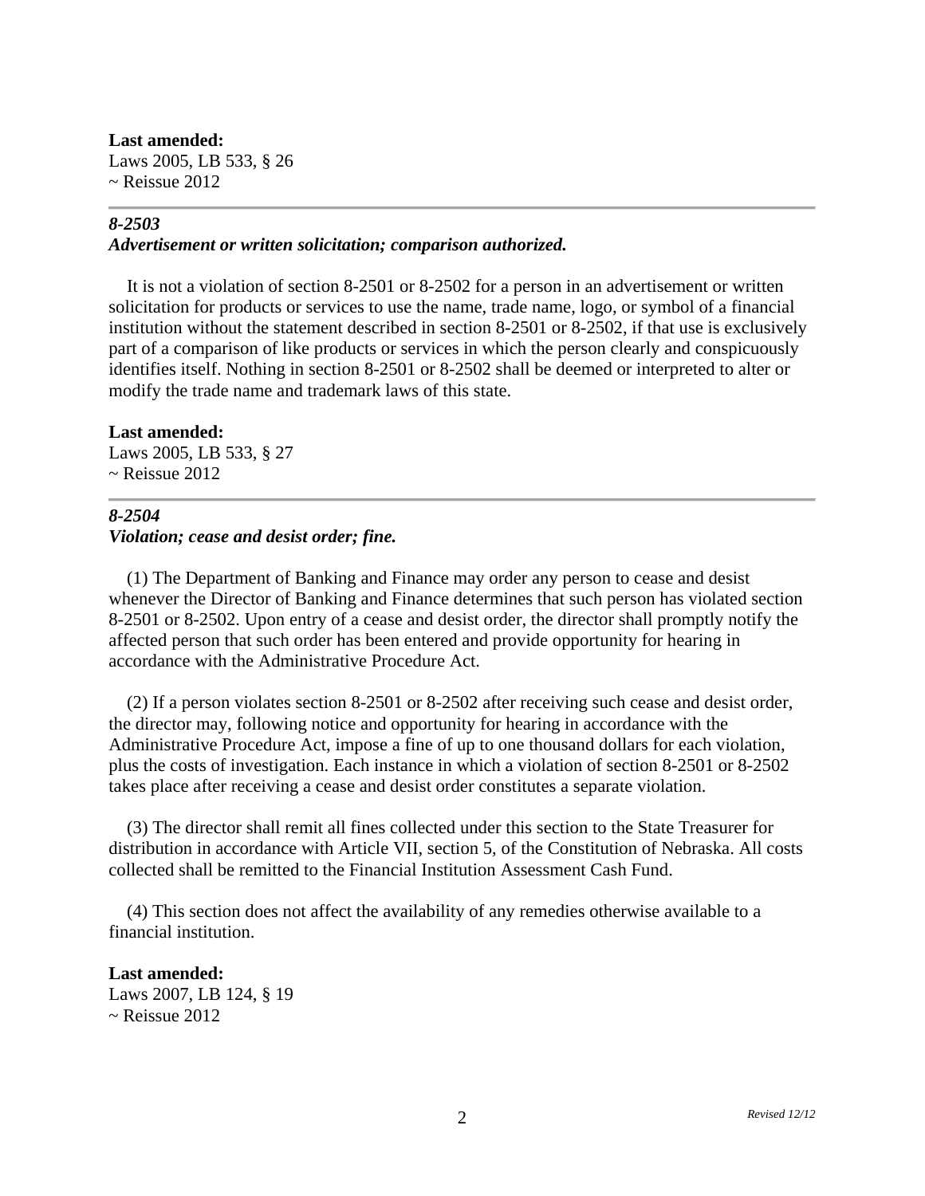**Last amended:**
Laws 2005, LB 533, § 26
~ Reissue 2012

---

***8-2503***
***Advertisement or written solicitation; comparison authorized.***

It is not a violation of section 8-2501 or 8-2502 for a person in an advertisement or written solicitation for products or services to use the name, trade name, logo, or symbol of a financial institution without the statement described in section 8-2501 or 8-2502, if that use is exclusively part of a comparison of like products or services in which the person clearly and conspicuously identifies itself. Nothing in section 8-2501 or 8-2502 shall be deemed or interpreted to alter or modify the trade name and trademark laws of this state.

**Last amended:**
Laws 2005, LB 533, § 27
~ Reissue 2012

---

***8-2504***
***Violation; cease and desist order; fine.***

(1) The Department of Banking and Finance may order any person to cease and desist whenever the Director of Banking and Finance determines that such person has violated section 8-2501 or 8-2502. Upon entry of a cease and desist order, the director shall promptly notify the affected person that such order has been entered and provide opportunity for hearing in accordance with the Administrative Procedure Act.

(2) If a person violates section 8-2501 or 8-2502 after receiving such cease and desist order, the director may, following notice and opportunity for hearing in accordance with the Administrative Procedure Act, impose a fine of up to one thousand dollars for each violation, plus the costs of investigation. Each instance in which a violation of section 8-2501 or 8-2502 takes place after receiving a cease and desist order constitutes a separate violation.

(3) The director shall remit all fines collected under this section to the State Treasurer for distribution in accordance with Article VII, section 5, of the Constitution of Nebraska. All costs collected shall be remitted to the Financial Institution Assessment Cash Fund.

(4) This section does not affect the availability of any remedies otherwise available to a financial institution.

**Last amended:**
Laws 2007, LB 124, § 19
~ Reissue 2012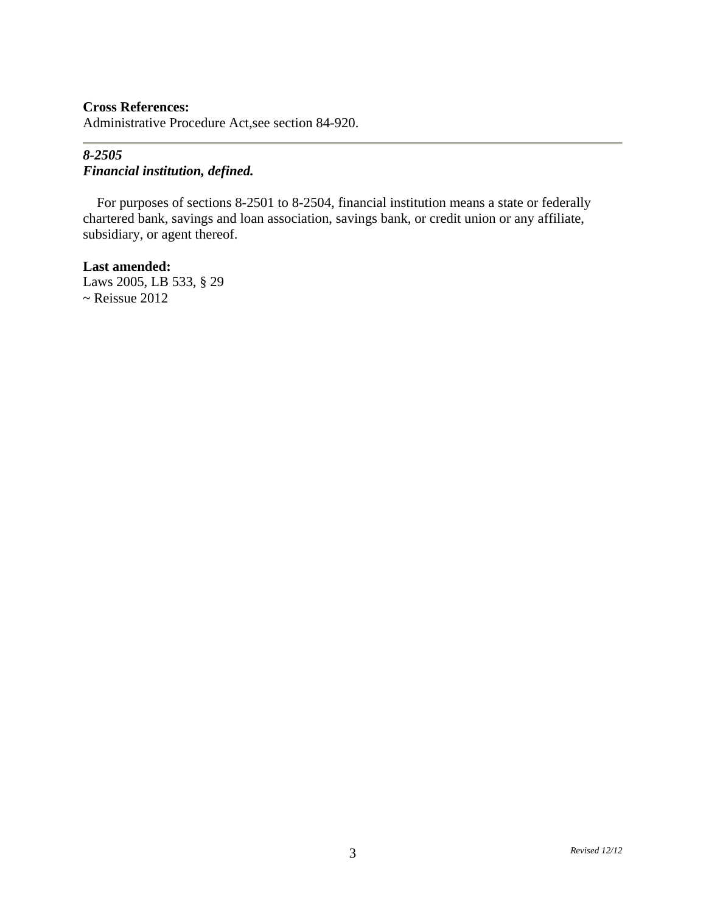**Cross References:**
Administrative Procedure Act,see section 84-920.

---

***8-2505***
***Financial institution, defined.***

For purposes of sections 8-2501 to 8-2504, financial institution means a state or federally chartered bank, savings and loan association, savings bank, or credit union or any affiliate, subsidiary, or agent thereof.

**Last amended:**
Laws 2005, LB 533, § 29
~ Reissue 2012